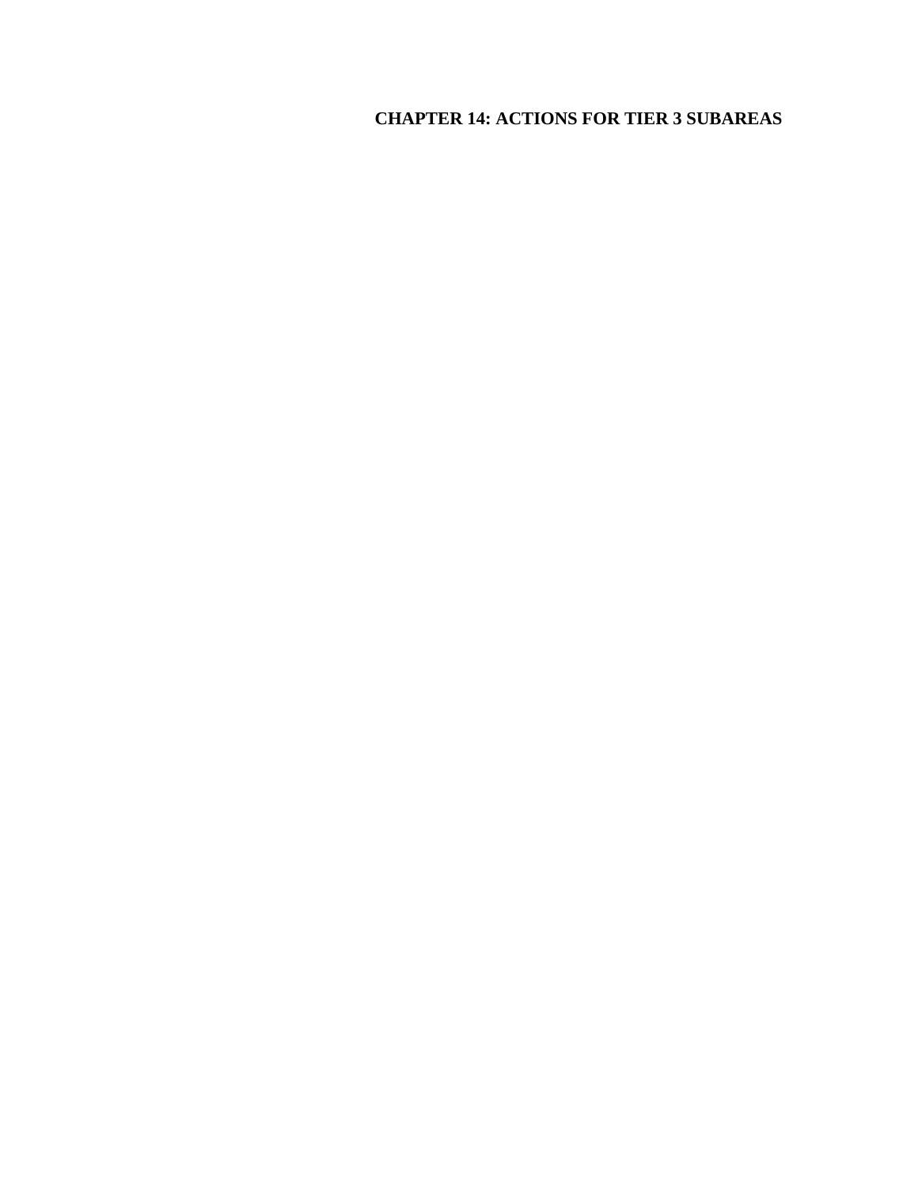# CHAPTER 14: ACTIONS FOR TIER 3 SUBAREAS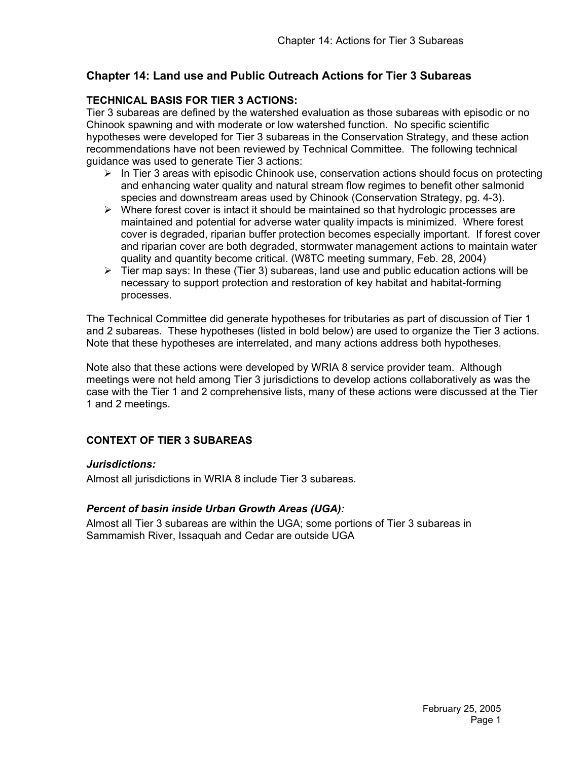# Chapter 14: Land use and Public Outreach Actions for Tier 3 Subareas

**TECHNICAL BASIS FOR TIER 3 ACTIONS:**

Tier 3 subareas are defined by the watershed evaluation as those subareas with episodic or no Chinook spawning and with moderate or low watershed function. No specific scientific hypotheses were developed for Tier 3 subareas in the Conservation Strategy, and these action recommendations have not been reviewed by Technical Committee. The following technical guidance was used to generate Tier 3 actions:

- In Tier 3 areas with episodic Chinook use, conservation actions should focus on protecting and enhancing water quality and natural stream flow regimes to benefit other salmonid species and downstream areas used by Chinook (Conservation Strategy, pg. 4-3).
- Where forest cover is intact it should be maintained so that hydrologic processes are maintained and potential for adverse water quality impacts is minimized. Where forest cover is degraded, riparian buffer protection becomes especially important. If forest cover and riparian cover are both degraded, stormwater management actions to maintain water quality and quantity become critical. (W8TC meeting summary, Feb. 28, 2004)
- Tier map says: In these (Tier 3) subareas, land use and public education actions will be necessary to support protection and restoration of key habitat and habitat-forming processes.

The Technical Committee did generate hypotheses for tributaries as part of discussion of Tier 1 and 2 subareas. These hypotheses (listed in bold below) are used to organize the Tier 3 actions. Note that these hypotheses are interrelated, and many actions address both hypotheses.

Note also that these actions were developed by WRIA 8 service provider team. Although meetings were not held among Tier 3 jurisdictions to develop actions collaboratively as was the case with the Tier 1 and 2 comprehensive lists, many of these actions were discussed at the Tier 1 and 2 meetings.

**CONTEXT OF TIER 3 SUBAREAS**

***Jurisdictions:***

Almost all jurisdictions in WRIA 8 include Tier 3 subareas.

***Percent of basin inside Urban Growth Areas (UGA):***

Almost all Tier 3 subareas are within the UGA; some portions of Tier 3 subareas in Sammamish River, Issaquah and Cedar are outside UGA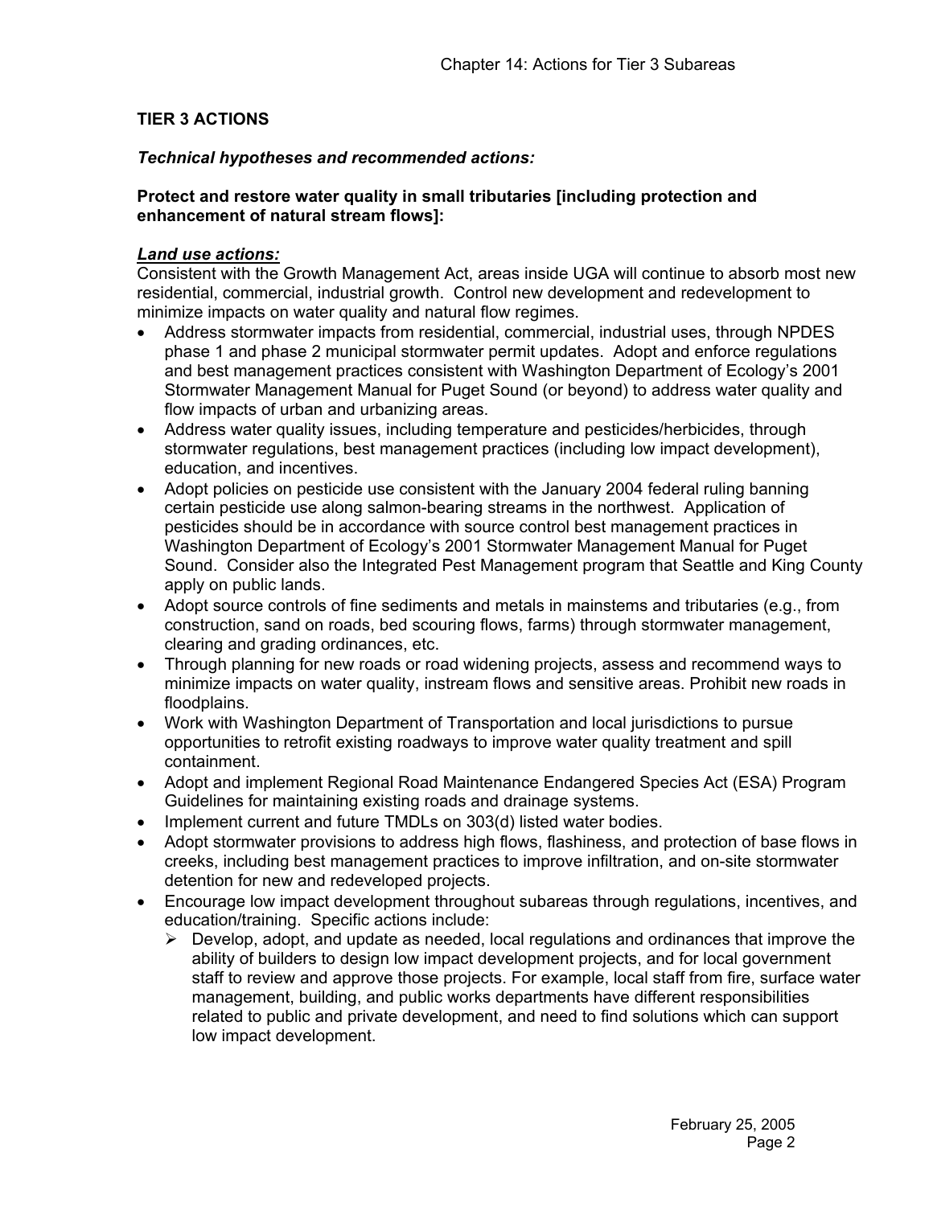**TIER 3 ACTIONS**

***Technical hypotheses and recommended actions:***

**Protect and restore water quality in small tributaries [including protection and enhancement of natural stream flows]:**

***Land use actions:***

Consistent with the Growth Management Act, areas inside UGA will continue to absorb most new residential, commercial, industrial growth. Control new development and redevelopment to minimize impacts on water quality and natural flow regimes.

- Address stormwater impacts from residential, commercial, industrial uses, through NPDES phase 1 and phase 2 municipal stormwater permit updates. Adopt and enforce regulations and best management practices consistent with Washington Department of Ecology's 2001 Stormwater Management Manual for Puget Sound (or beyond) to address water quality and flow impacts of urban and urbanizing areas.
- Address water quality issues, including temperature and pesticides/herbicides, through stormwater regulations, best management practices (including low impact development), education, and incentives.
- Adopt policies on pesticide use consistent with the January 2004 federal ruling banning certain pesticide use along salmon-bearing streams in the northwest. Application of pesticides should be in accordance with source control best management practices in Washington Department of Ecology's 2001 Stormwater Management Manual for Puget Sound. Consider also the Integrated Pest Management program that Seattle and King County apply on public lands.
- Adopt source controls of fine sediments and metals in mainstems and tributaries (e.g., from construction, sand on roads, bed scouring flows, farms) through stormwater management, clearing and grading ordinances, etc.
- Through planning for new roads or road widening projects, assess and recommend ways to minimize impacts on water quality, instream flows and sensitive areas. Prohibit new roads in floodplains.
- Work with Washington Department of Transportation and local jurisdictions to pursue opportunities to retrofit existing roadways to improve water quality treatment and spill containment.
- Adopt and implement Regional Road Maintenance Endangered Species Act (ESA) Program Guidelines for maintaining existing roads and drainage systems.
- Implement current and future TMDLs on 303(d) listed water bodies.
- Adopt stormwater provisions to address high flows, flashiness, and protection of base flows in creeks, including best management practices to improve infiltration, and on-site stormwater detention for new and redeveloped projects.
- Encourage low impact development throughout subareas through regulations, incentives, and education/training. Specific actions include:
  - Develop, adopt, and update as needed, local regulations and ordinances that improve the ability of builders to design low impact development projects, and for local government staff to review and approve those projects. For example, local staff from fire, surface water management, building, and public works departments have different responsibilities related to public and private development, and need to find solutions which can support low impact development.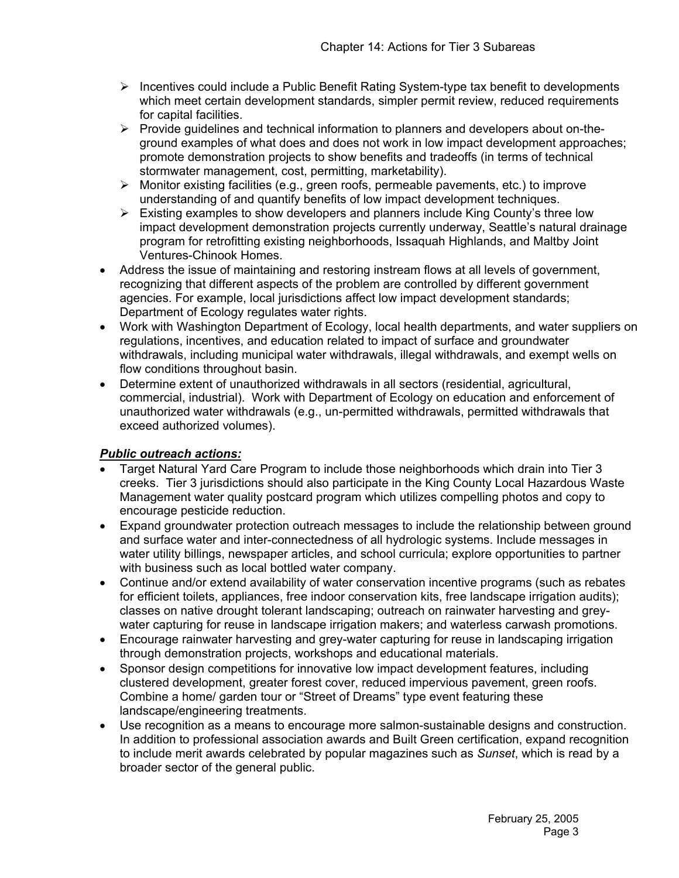- Incentives could include a Public Benefit Rating System-type tax benefit to developments which meet certain development standards, simpler permit review, reduced requirements for capital facilities.
- Provide guidelines and technical information to planners and developers about on-the-ground examples of what does and does not work in low impact development approaches; promote demonstration projects to show benefits and tradeoffs (in terms of technical stormwater management, cost, permitting, marketability).
- Monitor existing facilities (e.g., green roofs, permeable pavements, etc.) to improve understanding of and quantify benefits of low impact development techniques.
- Existing examples to show developers and planners include King County's three low impact development demonstration projects currently underway, Seattle's natural drainage program for retrofitting existing neighborhoods, Issaquah Highlands, and Maltby Joint Ventures-Chinook Homes.

- Address the issue of maintaining and restoring instream flows at all levels of government, recognizing that different aspects of the problem are controlled by different government agencies. For example, local jurisdictions affect low impact development standards; Department of Ecology regulates water rights.
- Work with Washington Department of Ecology, local health departments, and water suppliers on regulations, incentives, and education related to impact of surface and groundwater withdrawals, including municipal water withdrawals, illegal withdrawals, and exempt wells on flow conditions throughout basin.
- Determine extent of unauthorized withdrawals in all sectors (residential, agricultural, commercial, industrial). Work with Department of Ecology on education and enforcement of unauthorized water withdrawals (e.g., un-permitted withdrawals, permitted withdrawals that exceed authorized volumes).

***Public outreach actions:***

- Target Natural Yard Care Program to include those neighborhoods which drain into Tier 3 creeks. Tier 3 jurisdictions should also participate in the King County Local Hazardous Waste Management water quality postcard program which utilizes compelling photos and copy to encourage pesticide reduction.
- Expand groundwater protection outreach messages to include the relationship between ground and surface water and inter-connectedness of all hydrologic systems. Include messages in water utility billings, newspaper articles, and school curricula; explore opportunities to partner with business such as local bottled water company.
- Continue and/or extend availability of water conservation incentive programs (such as rebates for efficient toilets, appliances, free indoor conservation kits, free landscape irrigation audits); classes on native drought tolerant landscaping; outreach on rainwater harvesting and grey-water capturing for reuse in landscape irrigation makers; and waterless carwash promotions.
- Encourage rainwater harvesting and grey-water capturing for reuse in landscaping irrigation through demonstration projects, workshops and educational materials.
- Sponsor design competitions for innovative low impact development features, including clustered development, greater forest cover, reduced impervious pavement, green roofs. Combine a home/ garden tour or "Street of Dreams" type event featuring these landscape/engineering treatments.
- Use recognition as a means to encourage more salmon-sustainable designs and construction. In addition to professional association awards and Built Green certification, expand recognition to include merit awards celebrated by popular magazines such as *Sunset*, which is read by a broader sector of the general public.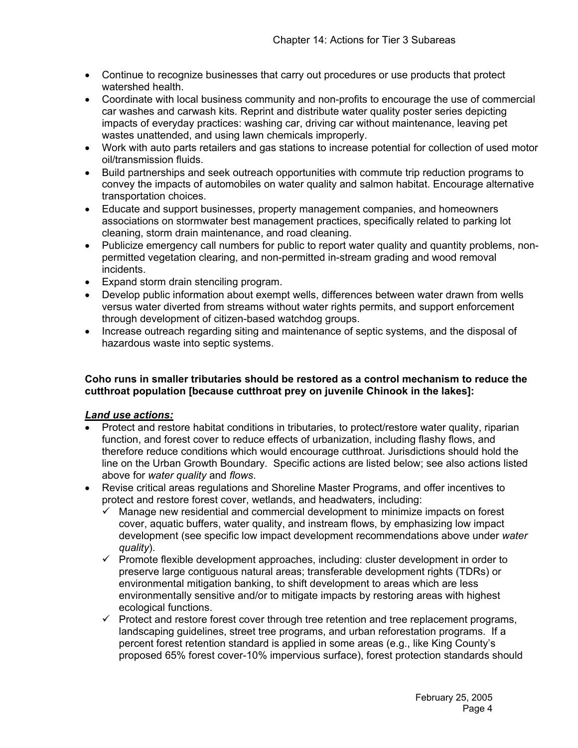- Continue to recognize businesses that carry out procedures or use products that protect watershed health.
- Coordinate with local business community and non-profits to encourage the use of commercial car washes and carwash kits. Reprint and distribute water quality poster series depicting impacts of everyday practices: washing car, driving car without maintenance, leaving pet wastes unattended, and using lawn chemicals improperly.
- Work with auto parts retailers and gas stations to increase potential for collection of used motor oil/transmission fluids.
- Build partnerships and seek outreach opportunities with commute trip reduction programs to convey the impacts of automobiles on water quality and salmon habitat. Encourage alternative transportation choices.
- Educate and support businesses, property management companies, and homeowners associations on stormwater best management practices, specifically related to parking lot cleaning, storm drain maintenance, and road cleaning.
- Publicize emergency call numbers for public to report water quality and quantity problems, non-permitted vegetation clearing, and non-permitted in-stream grading and wood removal incidents.
- Expand storm drain stenciling program.
- Develop public information about exempt wells, differences between water drawn from wells versus water diverted from streams without water rights permits, and support enforcement through development of citizen-based watchdog groups.
- Increase outreach regarding siting and maintenance of septic systems, and the disposal of hazardous waste into septic systems.

**Coho runs in smaller tributaries should be restored as a control mechanism to reduce the cutthroat population [because cutthroat prey on juvenile Chinook in the lakes]:**

***Land use actions:***

- Protect and restore habitat conditions in tributaries, to protect/restore water quality, riparian function, and forest cover to reduce effects of urbanization, including flashy flows, and therefore reduce conditions which would encourage cutthroat. Jurisdictions should hold the line on the Urban Growth Boundary. Specific actions are listed below; see also actions listed above for *water quality* and *flows*.
- Revise critical areas regulations and Shoreline Master Programs, and offer incentives to protect and restore forest cover, wetlands, and headwaters, including:
  - ✓ Manage new residential and commercial development to minimize impacts on forest cover, aquatic buffers, water quality, and instream flows, by emphasizing low impact development (see specific low impact development recommendations above under *water quality*).
  - ✓ Promote flexible development approaches, including: cluster development in order to preserve large contiguous natural areas; transferable development rights (TDRs) or environmental mitigation banking, to shift development to areas which are less environmentally sensitive and/or to mitigate impacts by restoring areas with highest ecological functions.
  - ✓ Protect and restore forest cover through tree retention and tree replacement programs, landscaping guidelines, street tree programs, and urban reforestation programs. If a percent forest retention standard is applied in some areas (e.g., like King County's proposed 65% forest cover-10% impervious surface), forest protection standards should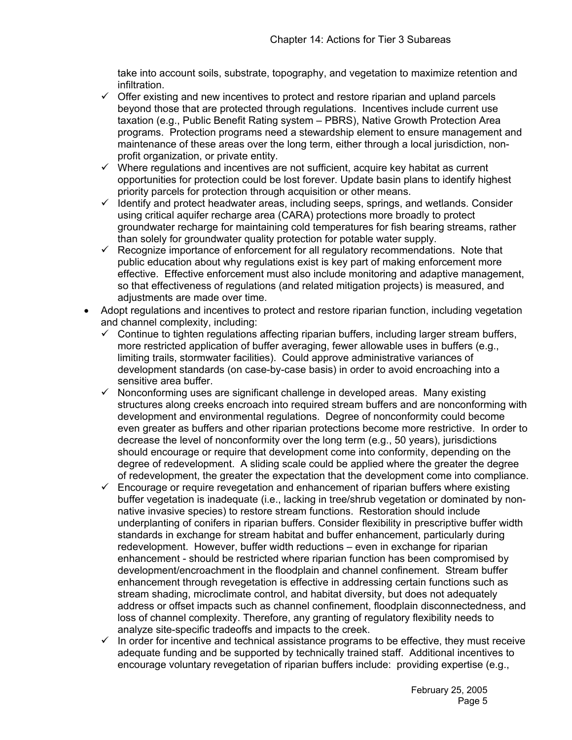take into account soils, substrate, topography, and vegetation to maximize retention and infiltration.

- ✓ Offer existing and new incentives to protect and restore riparian and upland parcels beyond those that are protected through regulations. Incentives include current use taxation (e.g., Public Benefit Rating system – PBRS), Native Growth Protection Area programs. Protection programs need a stewardship element to ensure management and maintenance of these areas over the long term, either through a local jurisdiction, non-profit organization, or private entity.
- ✓ Where regulations and incentives are not sufficient, acquire key habitat as current opportunities for protection could be lost forever. Update basin plans to identify highest priority parcels for protection through acquisition or other means.
- ✓ Identify and protect headwater areas, including seeps, springs, and wetlands. Consider using critical aquifer recharge area (CARA) protections more broadly to protect groundwater recharge for maintaining cold temperatures for fish bearing streams, rather than solely for groundwater quality protection for potable water supply.
- ✓ Recognize importance of enforcement for all regulatory recommendations. Note that public education about why regulations exist is key part of making enforcement more effective. Effective enforcement must also include monitoring and adaptive management, so that effectiveness of regulations (and related mitigation projects) is measured, and adjustments are made over time.

- Adopt regulations and incentives to protect and restore riparian function, including vegetation and channel complexity, including:
  - ✓ Continue to tighten regulations affecting riparian buffers, including larger stream buffers, more restricted application of buffer averaging, fewer allowable uses in buffers (e.g., limiting trails, stormwater facilities). Could approve administrative variances of development standards (on case-by-case basis) in order to avoid encroaching into a sensitive area buffer.
  - ✓ Nonconforming uses are significant challenge in developed areas. Many existing structures along creeks encroach into required stream buffers and are nonconforming with development and environmental regulations. Degree of nonconformity could become even greater as buffers and other riparian protections become more restrictive. In order to decrease the level of nonconformity over the long term (e.g., 50 years), jurisdictions should encourage or require that development come into conformity, depending on the degree of redevelopment. A sliding scale could be applied where the greater the degree of redevelopment, the greater the expectation that the development come into compliance.
  - ✓ Encourage or require revegetation and enhancement of riparian buffers where existing buffer vegetation is inadequate (i.e., lacking in tree/shrub vegetation or dominated by non-native invasive species) to restore stream functions. Restoration should include underplanting of conifers in riparian buffers. Consider flexibility in prescriptive buffer width standards in exchange for stream habitat and buffer enhancement, particularly during redevelopment. However, buffer width reductions – even in exchange for riparian enhancement - should be restricted where riparian function has been compromised by development/encroachment in the floodplain and channel confinement. Stream buffer enhancement through revegetation is effective in addressing certain functions such as stream shading, microclimate control, and habitat diversity, but does not adequately address or offset impacts such as channel confinement, floodplain disconnectedness, and loss of channel complexity. Therefore, any granting of regulatory flexibility needs to analyze site-specific tradeoffs and impacts to the creek.
  - ✓ In order for incentive and technical assistance programs to be effective, they must receive adequate funding and be supported by technically trained staff. Additional incentives to encourage voluntary revegetation of riparian buffers include: providing expertise (e.g.,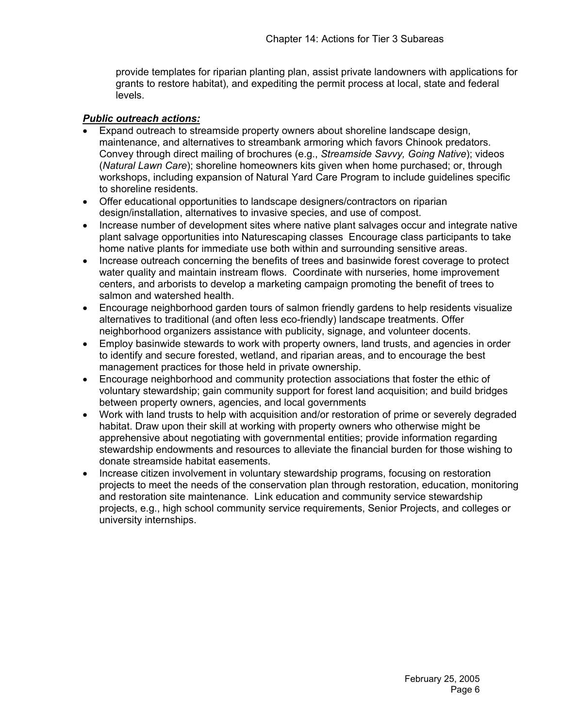provide templates for riparian planting plan, assist private landowners with applications for grants to restore habitat), and expediting the permit process at local, state and federal levels.

***Public outreach actions:***

- Expand outreach to streamside property owners about shoreline landscape design, maintenance, and alternatives to streambank armoring which favors Chinook predators. Convey through direct mailing of brochures (e.g., *Streamside Savvy, Going Native*); videos (*Natural Lawn Care*); shoreline homeowners kits given when home purchased; or, through workshops, including expansion of Natural Yard Care Program to include guidelines specific to shoreline residents.
- Offer educational opportunities to landscape designers/contractors on riparian design/installation, alternatives to invasive species, and use of compost.
- Increase number of development sites where native plant salvages occur and integrate native plant salvage opportunities into Naturescaping classes Encourage class participants to take home native plants for immediate use both within and surrounding sensitive areas.
- Increase outreach concerning the benefits of trees and basinwide forest coverage to protect water quality and maintain instream flows. Coordinate with nurseries, home improvement centers, and arborists to develop a marketing campaign promoting the benefit of trees to salmon and watershed health.
- Encourage neighborhood garden tours of salmon friendly gardens to help residents visualize alternatives to traditional (and often less eco-friendly) landscape treatments. Offer neighborhood organizers assistance with publicity, signage, and volunteer docents.
- Employ basinwide stewards to work with property owners, land trusts, and agencies in order to identify and secure forested, wetland, and riparian areas, and to encourage the best management practices for those held in private ownership.
- Encourage neighborhood and community protection associations that foster the ethic of voluntary stewardship; gain community support for forest land acquisition; and build bridges between property owners, agencies, and local governments
- Work with land trusts to help with acquisition and/or restoration of prime or severely degraded habitat. Draw upon their skill at working with property owners who otherwise might be apprehensive about negotiating with governmental entities; provide information regarding stewardship endowments and resources to alleviate the financial burden for those wishing to donate streamside habitat easements.
- Increase citizen involvement in voluntary stewardship programs, focusing on restoration projects to meet the needs of the conservation plan through restoration, education, monitoring and restoration site maintenance. Link education and community service stewardship projects, e.g., high school community service requirements, Senior Projects, and colleges or university internships.